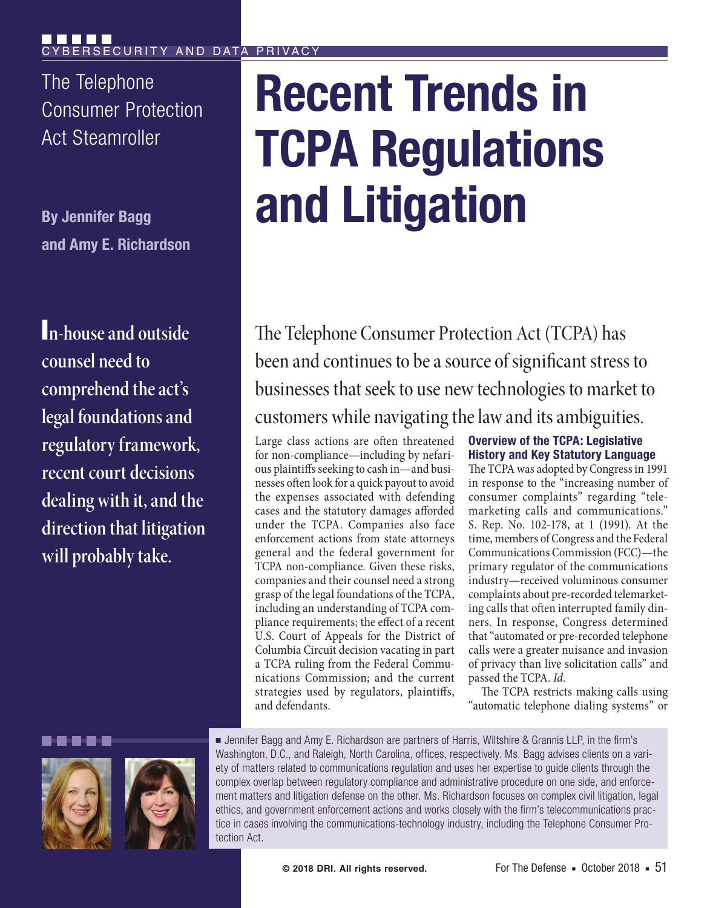CYBERSECURITY AND DATA PRIVACY

The Telephone Consumer Protection Act Steamroller

# Recent Trends in TCPA Regulations and Litigation

**By Jennifer Bagg and Amy E. Richardson**

**In-house and outside counsel need to comprehend the act's legal foundations and regulatory framework, recent court decisions dealing with it, and the direction that litigation will probably take.**

The Telephone Consumer Protection Act (TCPA) has been and continues to be a source of significant stress to businesses that seek to use new technologies to market to customers while navigating the law and its ambiguities.

Large class actions are often threatened for non-compliance—including by nefarious plaintiffs seeking to cash in—and businesses often look for a quick payout to avoid the expenses associated with defending cases and the statutory damages afforded under the TCPA. Companies also face enforcement actions from state attorneys general and the federal government for TCPA non-compliance. Given these risks, companies and their counsel need a strong grasp of the legal foundations of the TCPA, including an understanding of TCPA compliance requirements; the effect of a recent U.S. Court of Appeals for the District of Columbia Circuit decision vacating in part a TCPA ruling from the Federal Communications Commission; and the current strategies used by regulators, plaintiffs, and defendants.

## Overview of the TCPA: Legislative History and Key Statutory Language

The TCPA was adopted by Congress in 1991 in response to the "increasing number of consumer complaints" regarding "telemarketing calls and communications." S. Rep. No. 102-178, at 1 (1991). At the time, members of Congress and the Federal Communications Commission (FCC)—the primary regulator of the communications industry—received voluminous consumer complaints about pre-recorded telemarketing calls that often interrupted family dinners. In response, Congress determined that "automated or pre-recorded telephone calls were a greater nuisance and invasion of privacy than live solicitation calls" and passed the TCPA. *Id.*

The TCPA restricts making calls using "automatic telephone dialing systems" or

■ Jennifer Bagg and Amy E. Richardson are partners of Harris, Wiltshire & Grannis LLP, in the firm's Washington, D.C., and Raleigh, North Carolina, offices, respectively. Ms. Bagg advises clients on a variety of matters related to communications regulation and uses her expertise to guide clients through the complex overlap between regulatory compliance and administrative procedure on one side, and enforcement matters and litigation defense on the other. Ms. Richardson focuses on complex civil litigation, legal ethics, and government enforcement actions and works closely with the firm's telecommunications practice in cases involving the communications-technology industry, including the Telephone Consumer Protection Act.

© 2018 DRI. All rights reserved.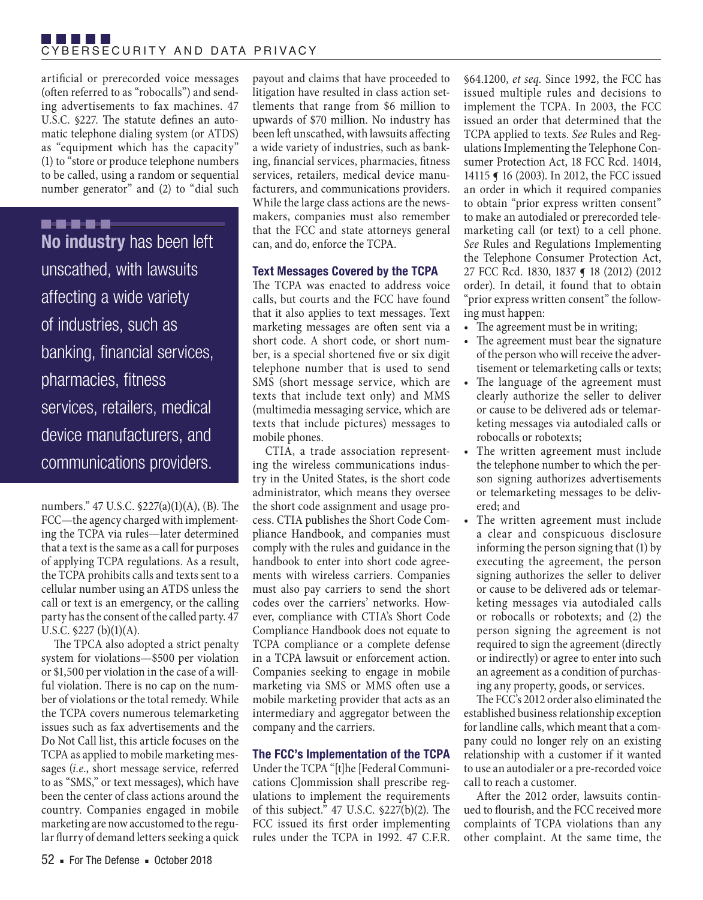artificial or prerecorded voice messages (often referred to as "robocalls") and sending advertisements to fax machines. 47 U.S.C. §227. The statute defines an automatic telephone dialing system (or ATDS) as "equipment which has the capacity" (1) to "store or produce telephone numbers to be called, using a random or sequential number generator" and (2) to "dial such numbers." 47 U.S.C. §227(a)(1)(A), (B). The FCC—the agency charged with implementing the TCPA via rules—later determined that a text is the same as a call for purposes of applying TCPA regulations. As a result, the TCPA prohibits calls and texts sent to a cellular number using an ATDS unless the call or text is an emergency, or the calling party has the consent of the called party. 47 U.S.C. §227 (b)(1)(A).

The TPCA also adopted a strict penalty system for violations—$500 per violation or $1,500 per violation in the case of a willful violation. There is no cap on the number of violations or the total remedy. While the TCPA covers numerous telemarketing issues such as fax advertisements and the Do Not Call list, this article focuses on the TCPA as applied to mobile marketing messages (*i.e.*, short message service, referred to as "SMS," or text messages), which have been the center of class actions around the country. Companies engaged in mobile marketing are now accustomed to the regular flurry of demand letters seeking a quick payout and claims that have proceeded to litigation have resulted in class action settlements that range from $6 million to upwards of $70 million. No industry has been left unscathed, with lawsuits affecting a wide variety of industries, such as banking, financial services, pharmacies, fitness services, retailers, medical device manufacturers, and communications providers. While the large class actions are the newsmakers, companies must also remember that the FCC and state attorneys general can, and do, enforce the TCPA.

> **No industry** has been left unscathed, with lawsuits affecting a wide variety of industries, such as banking, financial services, pharmacies, fitness services, retailers, medical device manufacturers, and communications providers.

### Text Messages Covered by the TCPA

The TCPA was enacted to address voice calls, but courts and the FCC have found that it also applies to text messages. Text marketing messages are often sent via a short code. A short code, or short number, is a special shortened five or six digit telephone number that is used to send SMS (short message service, which are texts that include text only) and MMS (multimedia messaging service, which are texts that include pictures) messages to mobile phones.

CTIA, a trade association representing the wireless communications industry in the United States, is the short code administrator, which means they oversee the short code assignment and usage process. CTIA publishes the Short Code Compliance Handbook, and companies must comply with the rules and guidance in the handbook to enter into short code agreements with wireless carriers. Companies must also pay carriers to send the short codes over the carriers' networks. However, compliance with CTIA's Short Code Compliance Handbook does not equate to TCPA compliance or a complete defense in a TCPA lawsuit or enforcement action. Companies seeking to engage in mobile marketing via SMS or MMS often use a mobile marketing provider that acts as an intermediary and aggregator between the company and the carriers.

### The FCC's Implementation of the TCPA

Under the TCPA "[t]he [Federal Communications C]ommission shall prescribe regulations to implement the requirements of this subject." 47 U.S.C. §227(b)(2). The FCC issued its first order implementing rules under the TCPA in 1992. 47 C.F.R. §64.1200, *et seq.* Since 1992, the FCC has issued multiple rules and decisions to implement the TCPA. In 2003, the FCC issued an order that determined that the TCPA applied to texts. *See* Rules and Regulations Implementing the Telephone Consumer Protection Act, 18 FCC Rcd. 14014, 14115 ¶ 16 (2003). In 2012, the FCC issued an order in which it required companies to obtain "prior express written consent" to make an autodialed or prerecorded telemarketing call (or text) to a cell phone. *See* Rules and Regulations Implementing the Telephone Consumer Protection Act, 27 FCC Rcd. 1830, 1837 ¶ 18 (2012) (2012 order). In detail, it found that to obtain "prior express written consent" the following must happen:

- The agreement must be in writing;
- The agreement must bear the signature of the person who will receive the advertisement or telemarketing calls or texts;
- The language of the agreement must clearly authorize the seller to deliver or cause to be delivered ads or telemarketing messages via autodialed calls or robocalls or robotexts;
- The written agreement must include the telephone number to which the person signing authorizes advertisements or telemarketing messages to be delivered; and
- The written agreement must include a clear and conspicuous disclosure informing the person signing that (1) by executing the agreement, the person signing authorizes the seller to deliver or cause to be delivered ads or telemarketing messages via autodialed calls or robocalls or robotexts; and (2) the person signing the agreement is not required to sign the agreement (directly or indirectly) or agree to enter into such an agreement as a condition of purchasing any property, goods, or services.

The FCC's 2012 order also eliminated the established business relationship exception for landline calls, which meant that a company could no longer rely on an existing relationship with a customer if it wanted to use an autodialer or a pre-recorded voice call to reach a customer.

After the 2012 order, lawsuits continued to flourish, and the FCC received more complaints of TCPA violations than any other complaint. At the same time, the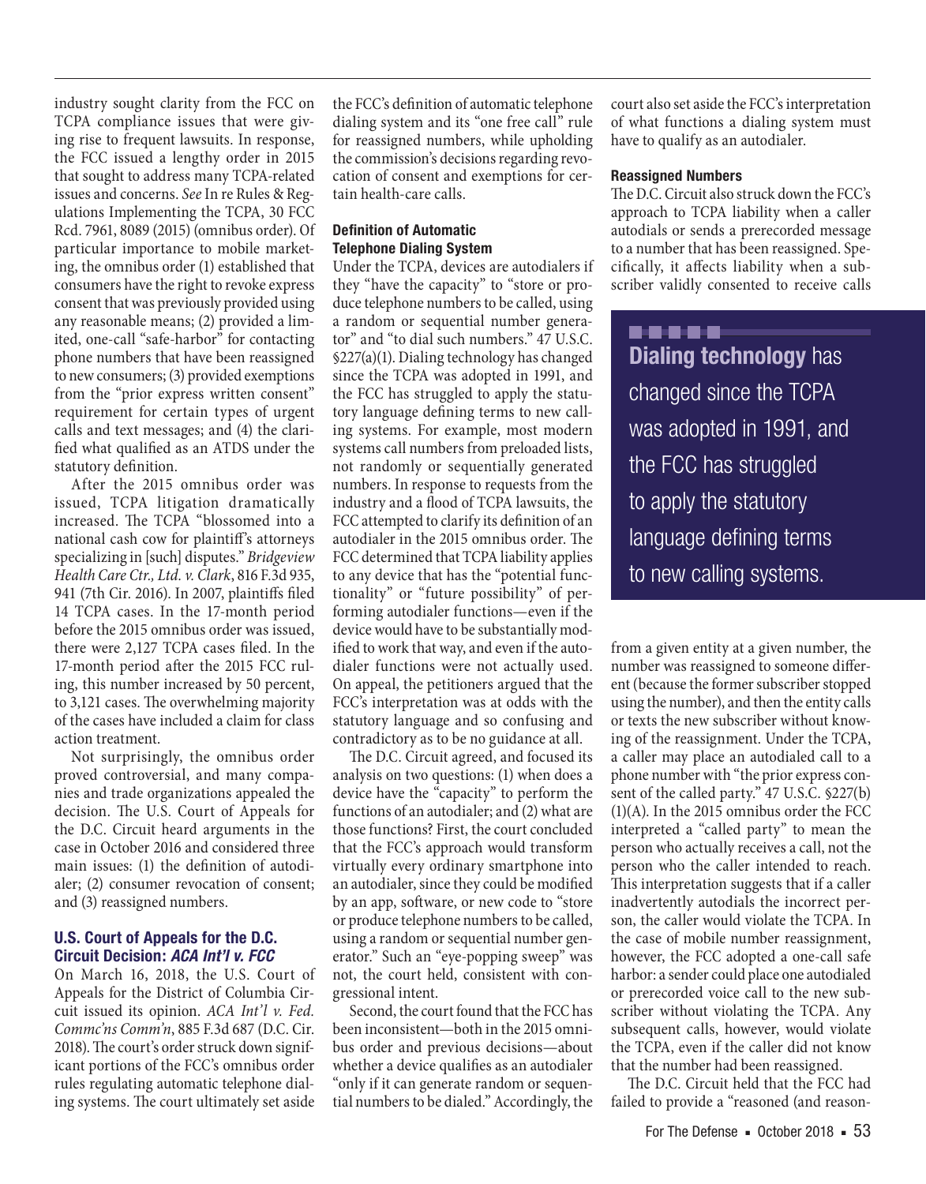industry sought clarity from the FCC on TCPA compliance issues that were giving rise to frequent lawsuits. In response, the FCC issued a lengthy order in 2015 that sought to address many TCPA-related issues and concerns. *See* In re Rules & Regulations Implementing the TCPA, 30 FCC Rcd. 7961, 8089 (2015) (omnibus order). Of particular importance to mobile marketing, the omnibus order (1) established that consumers have the right to revoke express consent that was previously provided using any reasonable means; (2) provided a limited, one-call "safe-harbor" for contacting phone numbers that have been reassigned to new consumers; (3) provided exemptions from the "prior express written consent" requirement for certain types of urgent calls and text messages; and (4) the clarified what qualified as an ATDS under the statutory definition.

After the 2015 omnibus order was issued, TCPA litigation dramatically increased. The TCPA "blossomed into a national cash cow for plaintiff's attorneys specializing in [such] disputes." *Bridgeview Health Care Ctr., Ltd. v. Clark*, 816 F.3d 935, 941 (7th Cir. 2016). In 2007, plaintiffs filed 14 TCPA cases. In the 17-month period before the 2015 omnibus order was issued, there were 2,127 TCPA cases filed. In the 17-month period after the 2015 FCC ruling, this number increased by 50 percent, to 3,121 cases. The overwhelming majority of the cases have included a claim for class action treatment.

Not surprisingly, the omnibus order proved controversial, and many companies and trade organizations appealed the decision. The U.S. Court of Appeals for the D.C. Circuit heard arguments in the case in October 2016 and considered three main issues: (1) the definition of autodialer; (2) consumer revocation of consent; and (3) reassigned numbers.

### U.S. Court of Appeals for the D.C. Circuit Decision: *ACA Int'l v. FCC*

On March 16, 2018, the U.S. Court of Appeals for the District of Columbia Circuit issued its opinion. *ACA Int'l v. Fed. Commc'ns Comm'n*, 885 F.3d 687 (D.C. Cir. 2018). The court's order struck down significant portions of the FCC's omnibus order rules regulating automatic telephone dialing systems. The court ultimately set aside the FCC's definition of automatic telephone dialing system and its "one free call" rule for reassigned numbers, while upholding the commission's decisions regarding revocation of consent and exemptions for certain health-care calls.

### Definition of Automatic Telephone Dialing System

Under the TCPA, devices are autodialers if they "have the capacity" to "store or produce telephone numbers to be called, using a random or sequential number generator" and "to dial such numbers." 47 U.S.C. §227(a)(1). Dialing technology has changed since the TCPA was adopted in 1991, and the FCC has struggled to apply the statutory language defining terms to new calling systems. For example, most modern systems call numbers from preloaded lists, not randomly or sequentially generated numbers. In response to requests from the industry and a flood of TCPA lawsuits, the FCC attempted to clarify its definition of an autodialer in the 2015 omnibus order. The FCC determined that TCPA liability applies to any device that has the "potential functionality" or "future possibility" of performing autodialer functions—even if the device would have to be substantially modified to work that way, and even if the autodialer functions were not actually used. On appeal, the petitioners argued that the FCC's interpretation was at odds with the statutory language and so confusing and contradictory as to be no guidance at all.

The D.C. Circuit agreed, and focused its analysis on two questions: (1) when does a device have the "capacity" to perform the functions of an autodialer; and (2) what are those functions? First, the court concluded that the FCC's approach would transform virtually every ordinary smartphone into an autodialer, since they could be modified by an app, software, or new code to "store or produce telephone numbers to be called, using a random or sequential number generator." Such an "eye-popping sweep" was not, the court held, consistent with congressional intent.

Second, the court found that the FCC has been inconsistent—both in the 2015 omnibus order and previous decisions—about whether a device qualifies as an autodialer "only if it can generate random or sequential numbers to be dialed." Accordingly, the court also set aside the FCC's interpretation of what functions a dialing system must have to qualify as an autodialer.

### Reassigned Numbers

The D.C. Circuit also struck down the FCC's approach to TCPA liability when a caller autodials or sends a prerecorded message to a number that has been reassigned. Specifically, it affects liability when a subscriber validly consented to receive calls from a given entity at a given number, the number was reassigned to someone different (because the former subscriber stopped using the number), and then the entity calls or texts the new subscriber without knowing of the reassignment. Under the TCPA, a caller may place an autodialed call to a phone number with "the prior express consent of the called party." 47 U.S.C. §227(b)(1)(A). In the 2015 omnibus order the FCC interpreted a "called party" to mean the person who actually receives a call, not the person who the caller intended to reach. This interpretation suggests that if a caller inadvertently autodials the incorrect person, the caller would violate the TCPA. In the case of mobile number reassignment, however, the FCC adopted a one-call safe harbor: a sender could place one autodialed or prerecorded voice call to the new subscriber without violating the TCPA. Any subsequent calls, however, would violate the TCPA, even if the caller did not know that the number had been reassigned.

The D.C. Circuit held that the FCC had failed to provide a "reasoned (and reason-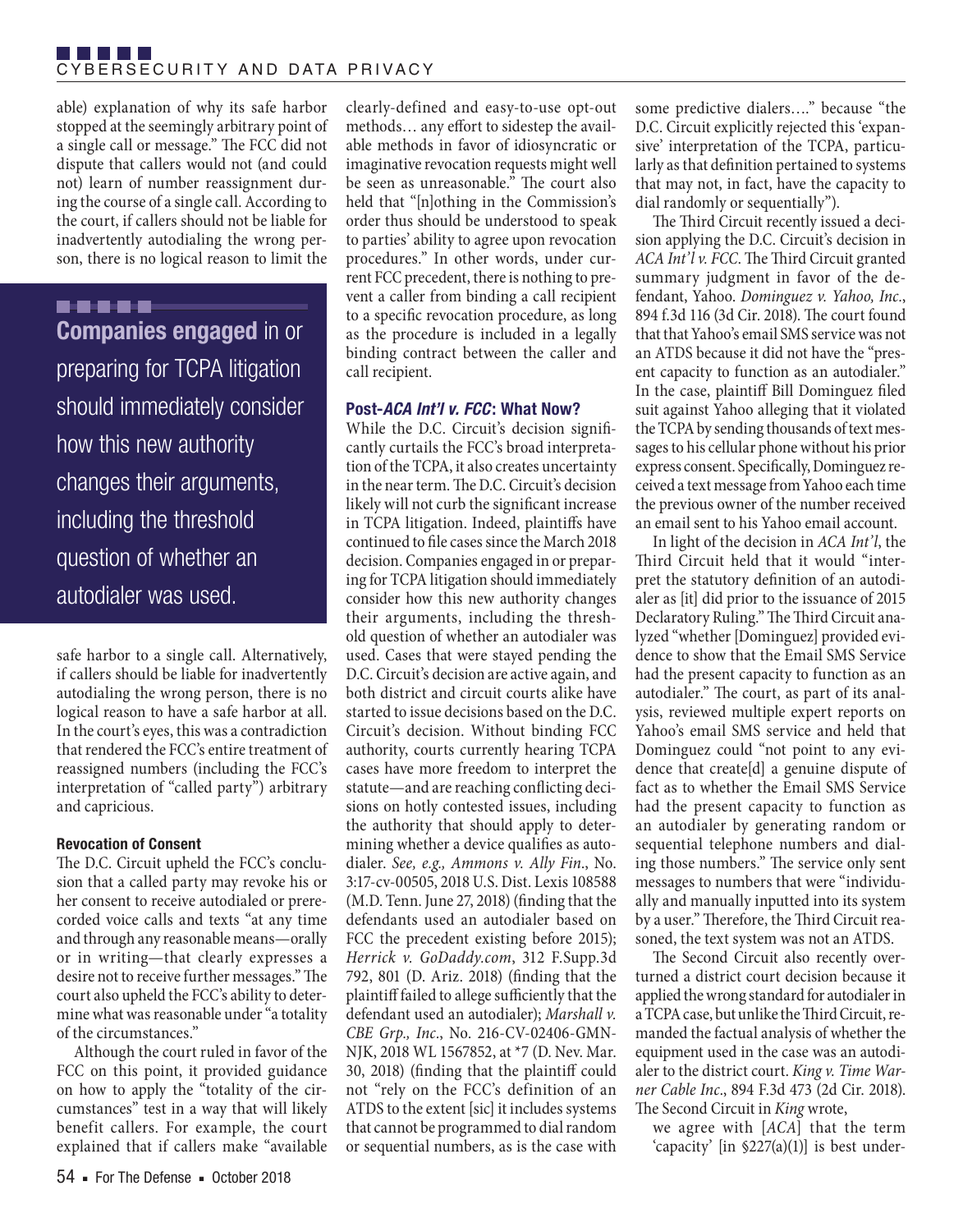able) explanation of why its safe harbor stopped at the seemingly arbitrary point of a single call or message." The FCC did not dispute that callers would not (and could not) learn of number reassignment during the course of a single call. According to the court, if callers should not be liable for inadvertently autodialing the wrong person, there is no logical reason to limit the safe harbor to a single call. Alternatively, if callers should be liable for inadvertently autodialing the wrong person, there is no logical reason to have a safe harbor at all. In the court's eyes, this was a contradiction that rendered the FCC's entire treatment of reassigned numbers (including the FCC's interpretation of "called party") arbitrary and capricious.

> **Companies engaged** in or preparing for TCPA litigation should immediately consider how this new authority changes their arguments, including the threshold question of whether an autodialer was used.

#### Revocation of Consent

The D.C. Circuit upheld the FCC's conclusion that a called party may revoke his or her consent to receive autodialed or prerecorded voice calls and texts "at any time and through any reasonable means—orally or in writing—that clearly expresses a desire not to receive further messages." The court also upheld the FCC's ability to determine what was reasonable under "a totality of the circumstances."

Although the court ruled in favor of the FCC on this point, it provided guidance on how to apply the "totality of the circumstances" test in a way that will likely benefit callers. For example, the court explained that if callers make "available clearly-defined and easy-to-use opt-out methods… any effort to sidestep the available methods in favor of idiosyncratic or imaginative revocation requests might well be seen as unreasonable." The court also held that "[n]othing in the Commission's order thus should be understood to speak to parties' ability to agree upon revocation procedures." In other words, under current FCC precedent, there is nothing to prevent a caller from binding a call recipient to a specific revocation procedure, as long as the procedure is included in a legally binding contract between the caller and call recipient.

#### Post-*ACA Int'l v. FCC*: What Now?

While the D.C. Circuit's decision significantly curtails the FCC's broad interpretation of the TCPA, it also creates uncertainty in the near term. The D.C. Circuit's decision likely will not curb the significant increase in TCPA litigation. Indeed, plaintiffs have continued to file cases since the March 2018 decision. Companies engaged in or preparing for TCPA litigation should immediately consider how this new authority changes their arguments, including the threshold question of whether an autodialer was used. Cases that were stayed pending the D.C. Circuit's decision are active again, and both district and circuit courts alike have started to issue decisions based on the D.C. Circuit's decision. Without binding FCC authority, courts currently hearing TCPA cases have more freedom to interpret the statute—and are reaching conflicting decisions on hotly contested issues, including the authority that should apply to determining whether a device qualifies as autodialer. *See, e.g., Ammons v. Ally Fin*., No. 3:17-cv-00505, 2018 U.S. Dist. Lexis 108588 (M.D. Tenn. June 27, 2018) (finding that the defendants used an autodialer based on FCC the precedent existing before 2015); *Herrick v. GoDaddy.com*, 312 F.Supp.3d 792, 801 (D. Ariz. 2018) (finding that the plaintiff failed to allege sufficiently that the defendant used an autodialer); *Marshall v. CBE Grp., Inc*., No. 216-CV-02406-GMN-NJK, 2018 WL 1567852, at *7 (D. Nev. Mar. 30, 2018) (finding that the plaintiff could not "rely on the FCC's definition of an ATDS to the extent [sic] it includes systems that cannot be programmed to dial random or sequential numbers, as is the case with some predictive dialers…." because "the D.C. Circuit explicitly rejected this 'expansive' interpretation of the TCPA, particularly as that definition pertained to systems that may not, in fact, have the capacity to dial randomly or sequentially").

The Third Circuit recently issued a decision applying the D.C. Circuit's decision in *ACA Int'l v. FCC*. The Third Circuit granted summary judgment in favor of the defendant, Yahoo. *Dominguez v. Yahoo, Inc*., 894 f.3d 116 (3d Cir. 2018). The court found that that Yahoo's email SMS service was not an ATDS because it did not have the "present capacity to function as an autodialer." In the case, plaintiff Bill Dominguez filed suit against Yahoo alleging that it violated the TCPA by sending thousands of text messages to his cellular phone without his prior express consent. Specifically, Dominguez received a text message from Yahoo each time the previous owner of the number received an email sent to his Yahoo email account.

In light of the decision in *ACA Int'l*, the Third Circuit held that it would "interpret the statutory definition of an autodialer as [it] did prior to the issuance of 2015 Declaratory Ruling." The Third Circuit analyzed "whether [Dominguez] provided evidence to show that the Email SMS Service had the present capacity to function as an autodialer." The court, as part of its analysis, reviewed multiple expert reports on Yahoo's email SMS service and held that Dominguez could "not point to any evidence that create[d] a genuine dispute of fact as to whether the Email SMS Service had the present capacity to function as an autodialer by generating random or sequential telephone numbers and dialing those numbers." The service only sent messages to numbers that were "individually and manually inputted into its system by a user." Therefore, the Third Circuit reasoned, the text system was not an ATDS.

The Second Circuit also recently overturned a district court decision because it applied the wrong standard for autodialer in a TCPA case, but unlike the Third Circuit, remanded the factual analysis of whether the equipment used in the case was an autodialer to the district court. *King v. Time Warner Cable Inc*., 894 F.3d 473 (2d Cir. 2018). The Second Circuit in *King* wrote,

> we agree with [*ACA*] that the term 'capacity' [in §227(a)(1)] is best under-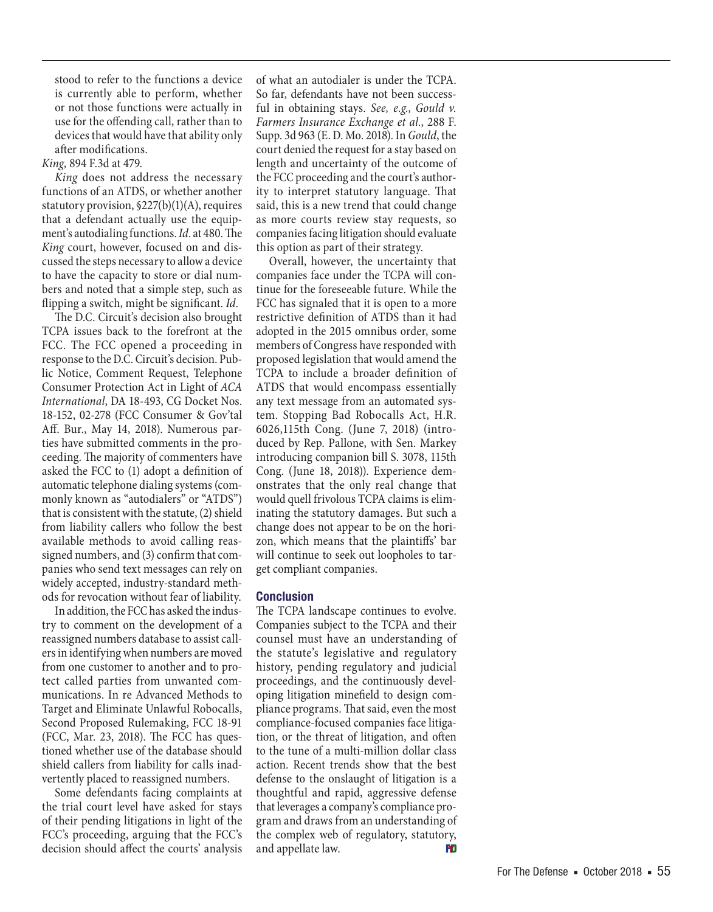stood to refer to the functions a device is currently able to perform, whether or not those functions were actually in use for the offending call, rather than to devices that would have that ability only after modifications.

*King,* 894 F.3d at 479.

*King* does not address the necessary functions of an ATDS, or whether another statutory provision, §227(b)(1)(A), requires that a defendant actually use the equipment's autodialing functions. *Id*. at 480. The *King* court, however, focused on and discussed the steps necessary to allow a device to have the capacity to store or dial numbers and noted that a simple step, such as flipping a switch, might be significant. *Id*.

The D.C. Circuit's decision also brought TCPA issues back to the forefront at the FCC. The FCC opened a proceeding in response to the D.C. Circuit's decision. Public Notice, Comment Request, Telephone Consumer Protection Act in Light of *ACA International*, DA 18-493, CG Docket Nos. 18-152, 02-278 (FCC Consumer & Gov'tal Aff. Bur., May 14, 2018). Numerous parties have submitted comments in the proceeding. The majority of commenters have asked the FCC to (1) adopt a definition of automatic telephone dialing systems (commonly known as "autodialers" or "ATDS") that is consistent with the statute, (2) shield from liability callers who follow the best available methods to avoid calling reassigned numbers, and (3) confirm that companies who send text messages can rely on widely accepted, industry-standard methods for revocation without fear of liability.

In addition, the FCC has asked the industry to comment on the development of a reassigned numbers database to assist callers in identifying when numbers are moved from one customer to another and to protect called parties from unwanted communications. In re Advanced Methods to Target and Eliminate Unlawful Robocalls, Second Proposed Rulemaking, FCC 18-91 (FCC, Mar. 23, 2018). The FCC has questioned whether use of the database should shield callers from liability for calls inadvertently placed to reassigned numbers.

Some defendants facing complaints at the trial court level have asked for stays of their pending litigations in light of the FCC's proceeding, arguing that the FCC's decision should affect the courts' analysis of what an autodialer is under the TCPA. So far, defendants have not been successful in obtaining stays. *See, e.g.*, *Gould v. Farmers Insurance Exchange et al*., 288 F. Supp. 3d 963 (E. D. Mo. 2018). In *Gould*, the court denied the request for a stay based on length and uncertainty of the outcome of the FCC proceeding and the court's authority to interpret statutory language. That said, this is a new trend that could change as more courts review stay requests, so companies facing litigation should evaluate this option as part of their strategy.

Overall, however, the uncertainty that companies face under the TCPA will continue for the foreseeable future. While the FCC has signaled that it is open to a more restrictive definition of ATDS than it had adopted in the 2015 omnibus order, some members of Congress have responded with proposed legislation that would amend the TCPA to include a broader definition of ATDS that would encompass essentially any text message from an automated system. Stopping Bad Robocalls Act, H.R. 6026,115th Cong. (June 7, 2018) (introduced by Rep. Pallone, with Sen. Markey introducing companion bill S. 3078, 115th Cong. (June 18, 2018)). Experience demonstrates that the only real change that would quell frivolous TCPA claims is eliminating the statutory damages. But such a change does not appear to be on the horizon, which means that the plaintiffs' bar will continue to seek out loopholes to target compliant companies.

## Conclusion

The TCPA landscape continues to evolve. Companies subject to the TCPA and their counsel must have an understanding of the statute's legislative and regulatory history, pending regulatory and judicial proceedings, and the continuously developing litigation minefield to design compliance programs. That said, even the most compliance-focused companies face litigation, or the threat of litigation, and often to the tune of a multi-million dollar class action. Recent trends show that the best defense to the onslaught of litigation is a thoughtful and rapid, aggressive defense that leverages a company's compliance program and draws from an understanding of the complex web of regulatory, statutory, and appellate law.